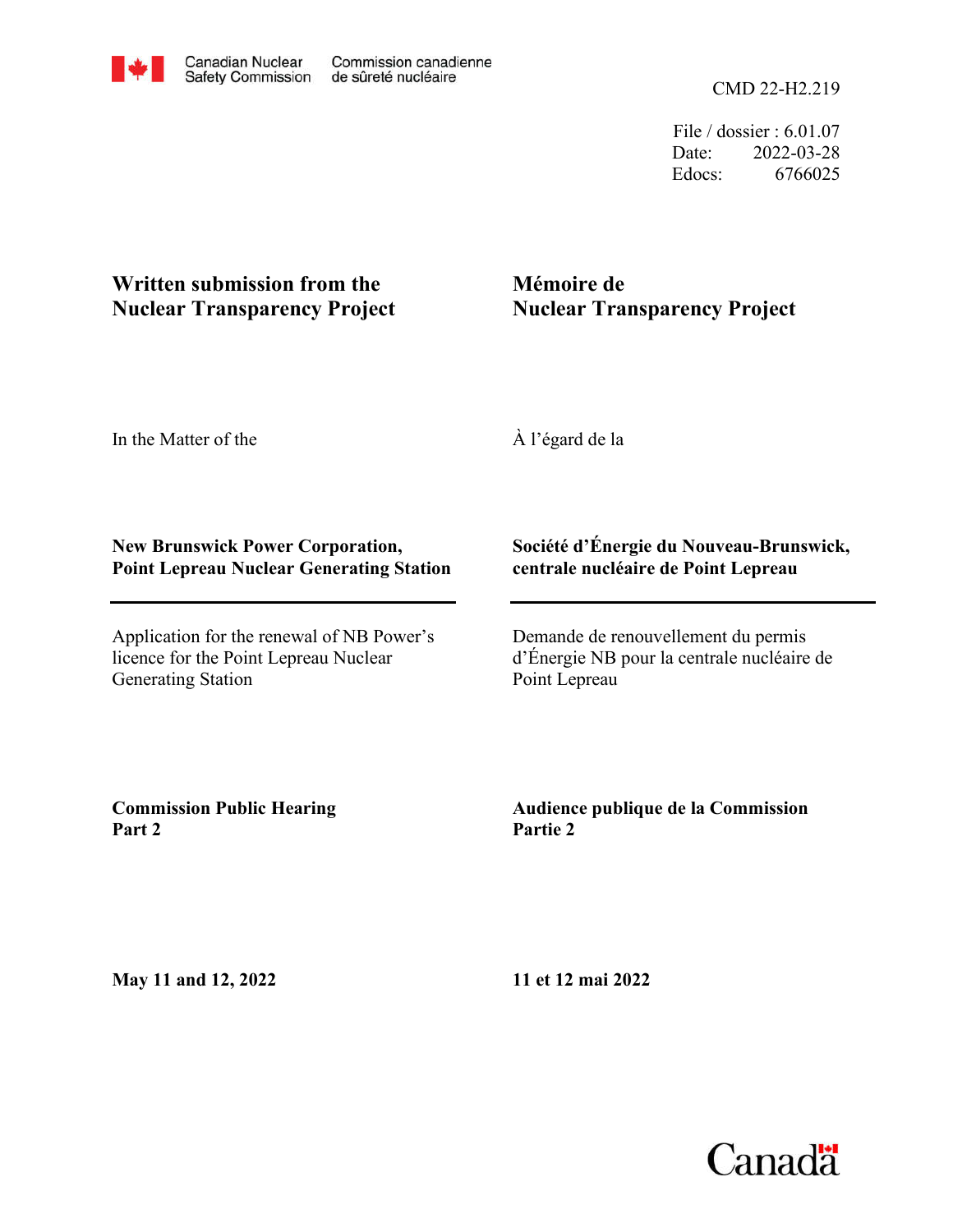Canadian Nuclear Safety Commission / Commission canadienne de sûreté nucléaire

CMD 22-H2.219

File / dossier : 6.01.07
Date: 2022-03-28
Edocs: 6766025

**Written submission from the Nuclear Transparency Project**

**Mémoire de Nuclear Transparency Project**

In the Matter of the

À l'égard de la

**New Brunswick Power Corporation, Point Lepreau Nuclear Generating Station**

**Société d'Énergie du Nouveau-Brunswick, centrale nucléaire de Point Lepreau**

Application for the renewal of NB Power's licence for the Point Lepreau Nuclear Generating Station

Demande de renouvellement du permis d'Énergie NB pour la centrale nucléaire de Point Lepreau

**Commission Public Hearing Part 2**

**Audience publique de la Commission Partie 2**

**May 11 and 12, 2022**

**11 et 12 mai 2022**

Canada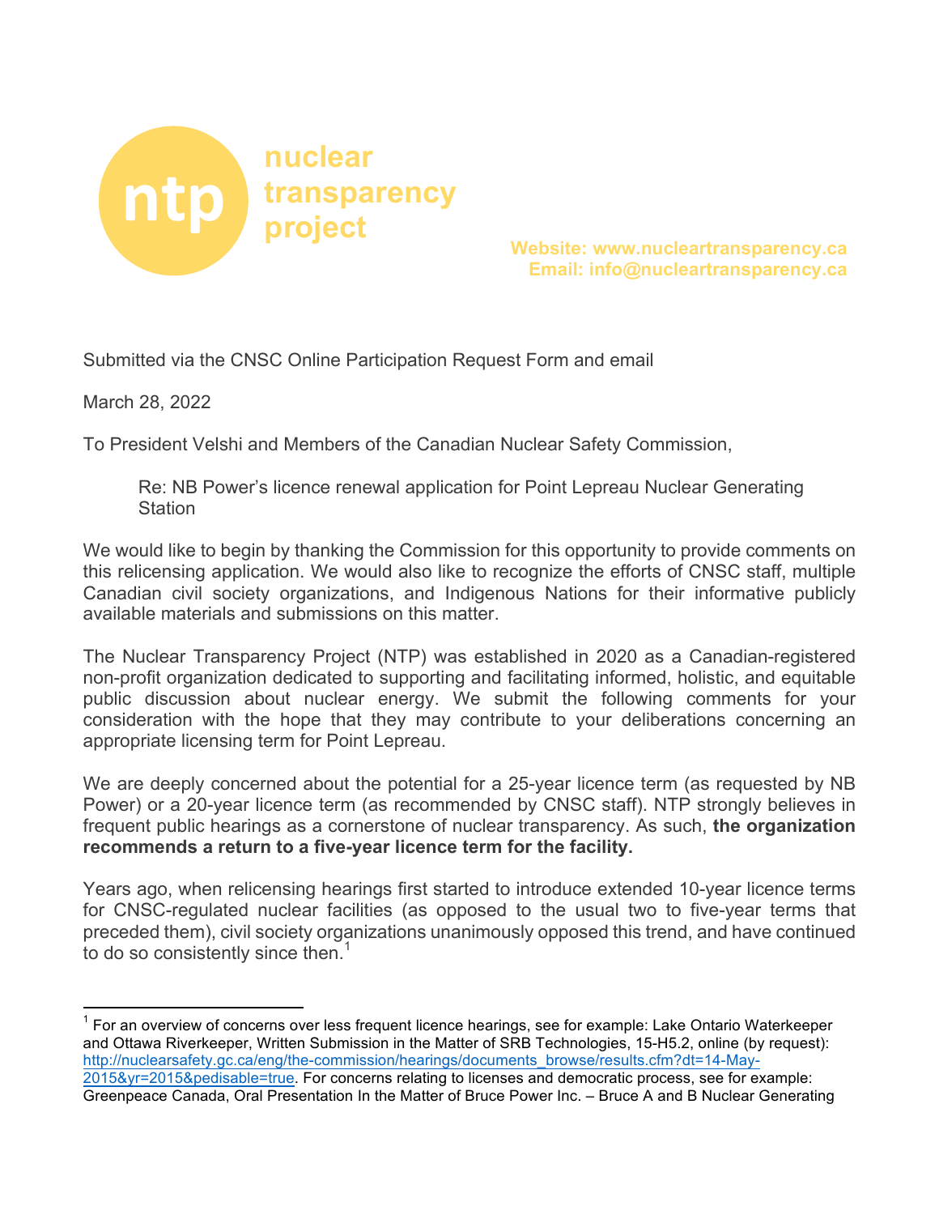nuclear transparency project

Website: www.nucleartransparency.ca
Email: info@nucleartransparency.ca

Submitted via the CNSC Online Participation Request Form and email

March 28, 2022

To President Velshi and Members of the Canadian Nuclear Safety Commission,

> Re: NB Power's licence renewal application for Point Lepreau Nuclear Generating Station

We would like to begin by thanking the Commission for this opportunity to provide comments on this relicensing application. We would also like to recognize the efforts of CNSC staff, multiple Canadian civil society organizations, and Indigenous Nations for their informative publicly available materials and submissions on this matter.

The Nuclear Transparency Project (NTP) was established in 2020 as a Canadian-registered non-profit organization dedicated to supporting and facilitating informed, holistic, and equitable public discussion about nuclear energy. We submit the following comments for your consideration with the hope that they may contribute to your deliberations concerning an appropriate licensing term for Point Lepreau.

We are deeply concerned about the potential for a 25-year licence term (as requested by NB Power) or a 20-year licence term (as recommended by CNSC staff). NTP strongly believes in frequent public hearings as a cornerstone of nuclear transparency. As such, **the organization recommends a return to a five-year licence term for the facility.**

Years ago, when relicensing hearings first started to introduce extended 10-year licence terms for CNSC-regulated nuclear facilities (as opposed to the usual two to five-year terms that preceded them), civil society organizations unanimously opposed this trend, and have continued to do so consistently since then.[1]

[1] For an overview of concerns over less frequent licence hearings, see for example: Lake Ontario Waterkeeper and Ottawa Riverkeeper, Written Submission in the Matter of SRB Technologies, 15-H5.2, online (by request): http://nuclearsafety.gc.ca/eng/the-commission/hearings/documents_browse/results.cfm?dt=14-May-2015&yr=2015&pedisable=true. For concerns relating to licenses and democratic process, see for example: Greenpeace Canada, Oral Presentation In the Matter of Bruce Power Inc. – Bruce A and B Nuclear Generating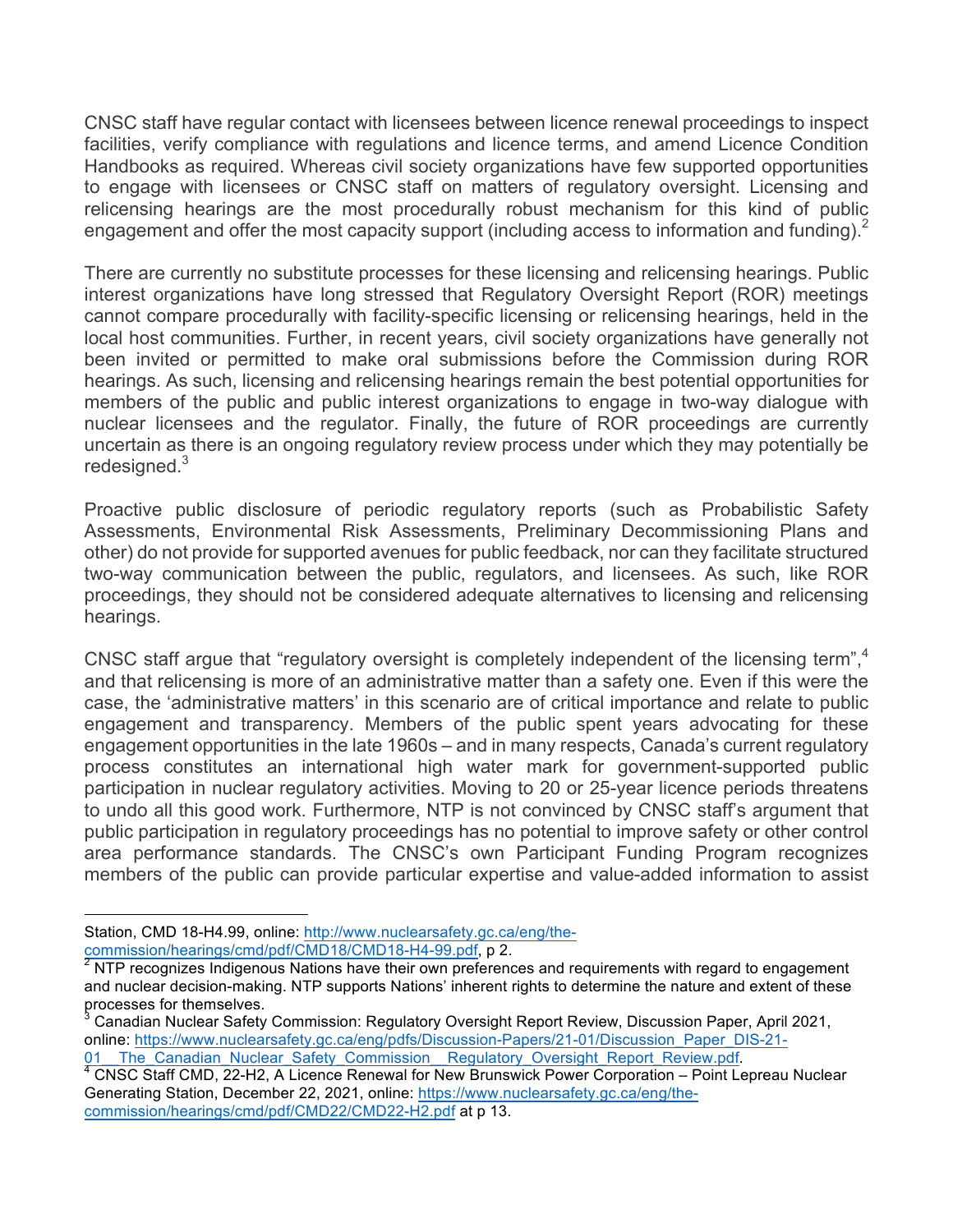CNSC staff have regular contact with licensees between licence renewal proceedings to inspect facilities, verify compliance with regulations and licence terms, and amend Licence Condition Handbooks as required. Whereas civil society organizations have few supported opportunities to engage with licensees or CNSC staff on matters of regulatory oversight. Licensing and relicensing hearings are the most procedurally robust mechanism for this kind of public engagement and offer the most capacity support (including access to information and funding).[2]

There are currently no substitute processes for these licensing and relicensing hearings. Public interest organizations have long stressed that Regulatory Oversight Report (ROR) meetings cannot compare procedurally with facility-specific licensing or relicensing hearings, held in the local host communities. Further, in recent years, civil society organizations have generally not been invited or permitted to make oral submissions before the Commission during ROR hearings. As such, licensing and relicensing hearings remain the best potential opportunities for members of the public and public interest organizations to engage in two-way dialogue with nuclear licensees and the regulator. Finally, the future of ROR proceedings are currently uncertain as there is an ongoing regulatory review process under which they may potentially be redesigned.[3]

Proactive public disclosure of periodic regulatory reports (such as Probabilistic Safety Assessments, Environmental Risk Assessments, Preliminary Decommissioning Plans and other) do not provide for supported avenues for public feedback, nor can they facilitate structured two-way communication between the public, regulators, and licensees. As such, like ROR proceedings, they should not be considered adequate alternatives to licensing and relicensing hearings.

CNSC staff argue that "regulatory oversight is completely independent of the licensing term",[4] and that relicensing is more of an administrative matter than a safety one. Even if this were the case, the 'administrative matters' in this scenario are of critical importance and relate to public engagement and transparency. Members of the public spent years advocating for these engagement opportunities in the late 1960s – and in many respects, Canada's current regulatory process constitutes an international high water mark for government-supported public participation in nuclear regulatory activities. Moving to 20 or 25-year licence periods threatens to undo all this good work. Furthermore, NTP is not convinced by CNSC staff's argument that public participation in regulatory proceedings has no potential to improve safety or other control area performance standards. The CNSC's own Participant Funding Program recognizes members of the public can provide particular expertise and value-added information to assist

---

Station, CMD 18-H4.99, online: http://www.nuclearsafety.gc.ca/eng/the-commission/hearings/cmd/pdf/CMD18/CMD18-H4-99.pdf, p 2.

[2] NTP recognizes Indigenous Nations have their own preferences and requirements with regard to engagement and nuclear decision-making. NTP supports Nations' inherent rights to determine the nature and extent of these processes for themselves.

[3] Canadian Nuclear Safety Commission: Regulatory Oversight Report Review, Discussion Paper, April 2021, online: https://www.nuclearsafety.gc.ca/eng/pdfs/Discussion-Papers/21-01/Discussion_Paper_DIS-21-01__The_Canadian_Nuclear_Safety_Commission__Regulatory_Oversight_Report_Review.pdf.

[4] CNSC Staff CMD, 22-H2, A Licence Renewal for New Brunswick Power Corporation – Point Lepreau Nuclear Generating Station, December 22, 2021, online: https://www.nuclearsafety.gc.ca/eng/the-commission/hearings/cmd/pdf/CMD22/CMD22-H2.pdf at p 13.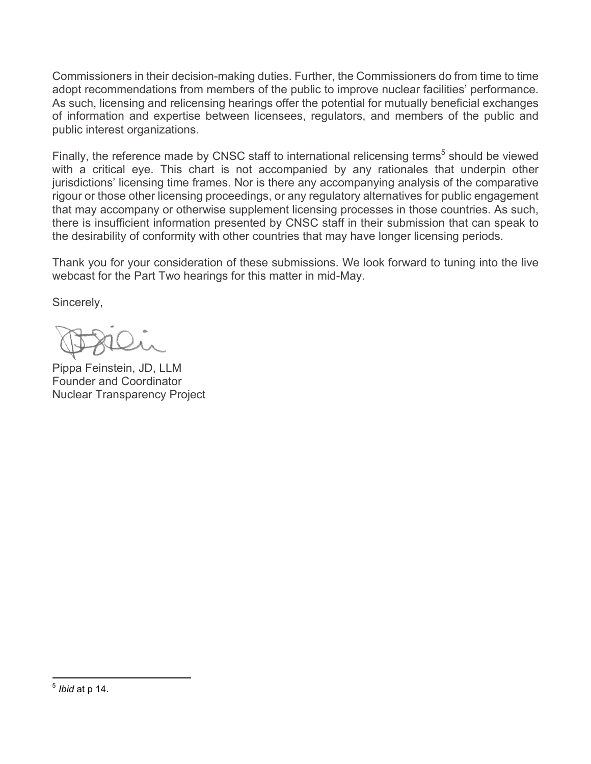Commissioners in their decision-making duties. Further, the Commissioners do from time to time adopt recommendations from members of the public to improve nuclear facilities' performance. As such, licensing and relicensing hearings offer the potential for mutually beneficial exchanges of information and expertise between licensees, regulators, and members of the public and public interest organizations.

Finally, the reference made by CNSC staff to international relicensing terms[5] should be viewed with a critical eye. This chart is not accompanied by any rationales that underpin other jurisdictions' licensing time frames. Nor is there any accompanying analysis of the comparative rigour or those other licensing proceedings, or any regulatory alternatives for public engagement that may accompany or otherwise supplement licensing processes in those countries. As such, there is insufficient information presented by CNSC staff in their submission that can speak to the desirability of conformity with other countries that may have longer licensing periods.

Thank you for your consideration of these submissions. We look forward to tuning into the live webcast for the Part Two hearings for this matter in mid-May.

Sincerely,

Pippa Feinstein, JD, LLM
Founder and Coordinator
Nuclear Transparency Project

---

[5] *Ibid* at p 14.